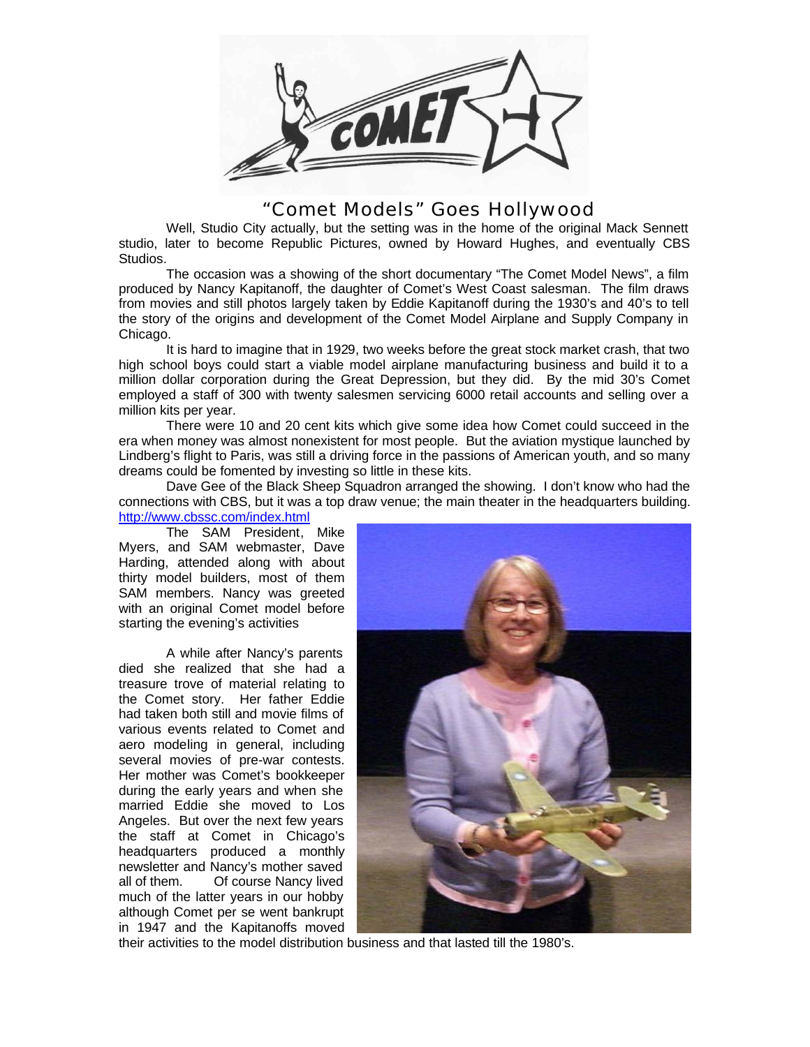# "Comet Models" Goes Hollywood

Well, Studio City actually, but the setting was in the home of the original Mack Sennett studio, later to become Republic Pictures, owned by Howard Hughes, and eventually CBS Studios.

The occasion was a showing of the short documentary "The Comet Model News", a film produced by Nancy Kapitanoff, the daughter of Comet's West Coast salesman. The film draws from movies and still photos largely taken by Eddie Kapitanoff during the 1930's and 40's to tell the story of the origins and development of the Comet Model Airplane and Supply Company in Chicago.

It is hard to imagine that in 1929, two weeks before the great stock market crash, that two high school boys could start a viable model airplane manufacturing business and build it to a million dollar corporation during the Great Depression, but they did. By the mid 30's Comet employed a staff of 300 with twenty salesmen servicing 6000 retail accounts and selling over a million kits per year.

There were 10 and 20 cent kits which give some idea how Comet could succeed in the era when money was almost nonexistent for most people. But the aviation mystique launched by Lindberg's flight to Paris, was still a driving force in the passions of American youth, and so many dreams could be fomented by investing so little in these kits.

Dave Gee of the Black Sheep Squadron arranged the showing. I don't know who had the connections with CBS, but it was a top draw venue; the main theater in the headquarters building. http://www.cbssc.com/index.html

The SAM President, Mike Myers, and SAM webmaster, Dave Harding, attended along with about thirty model builders, most of them SAM members. Nancy was greeted with an original Comet model before starting the evening's activities

A while after Nancy's parents died she realized that she had a treasure trove of material relating to the Comet story. Her father Eddie had taken both still and movie films of various events related to Comet and aero modeling in general, including several movies of pre-war contests. Her mother was Comet's bookkeeper during the early years and when she married Eddie she moved to Los Angeles. But over the next few years the staff at Comet in Chicago's headquarters produced a monthly newsletter and Nancy's mother saved all of them. Of course Nancy lived much of the latter years in our hobby although Comet per se went bankrupt in 1947 and the Kapitanoffs moved their activities to the model distribution business and that lasted till the 1980's.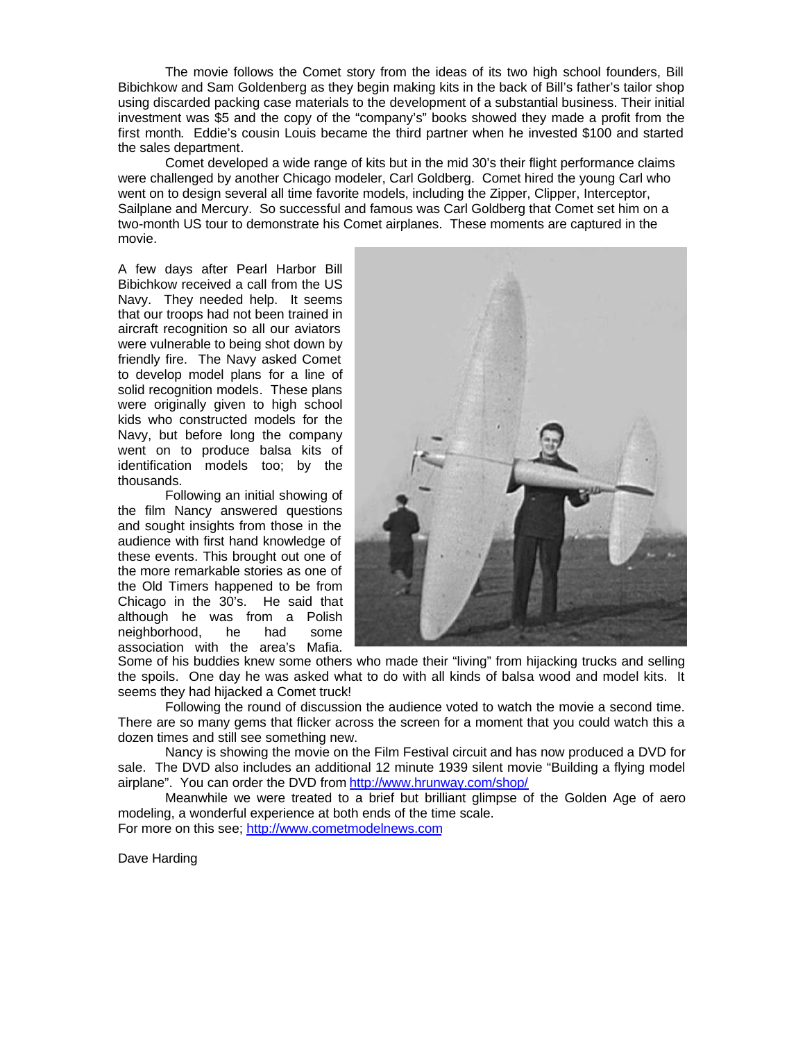The movie follows the Comet story from the ideas of its two high school founders, Bill Bibichkow and Sam Goldenberg as they begin making kits in the back of Bill's father's tailor shop using discarded packing case materials to the development of a substantial business. Their initial investment was $5 and the copy of the "company's" books showed they made a profit from the first month. Eddie's cousin Louis became the third partner when he invested $100 and started the sales department.

Comet developed a wide range of kits but in the mid 30's their flight performance claims were challenged by another Chicago modeler, Carl Goldberg. Comet hired the young Carl who went on to design several all time favorite models, including the Zipper, Clipper, Interceptor, Sailplane and Mercury. So successful and famous was Carl Goldberg that Comet set him on a two-month US tour to demonstrate his Comet airplanes. These moments are captured in the movie.

A few days after Pearl Harbor Bill Bibichkow received a call from the US Navy. They needed help. It seems that our troops had not been trained in aircraft recognition so all our aviators were vulnerable to being shot down by friendly fire. The Navy asked Comet to develop model plans for a line of solid recognition models. These plans were originally given to high school kids who constructed models for the Navy, but before long the company went on to produce balsa kits of identification models too; by the thousands.

Following an initial showing of the film Nancy answered questions and sought insights from those in the audience with first hand knowledge of these events. This brought out one of the more remarkable stories as one of the Old Timers happened to be from Chicago in the 30's. He said that although he was from a Polish neighborhood, he had some association with the area's Mafia. Some of his buddies knew some others who made their "living" from hijacking trucks and selling the spoils. One day he was asked what to do with all kinds of balsa wood and model kits. It seems they had hijacked a Comet truck!

Following the round of discussion the audience voted to watch the movie a second time. There are so many gems that flicker across the screen for a moment that you could watch this a dozen times and still see something new.

Nancy is showing the movie on the Film Festival circuit and has now produced a DVD for sale. The DVD also includes an additional 12 minute 1939 silent movie "Building a flying model airplane". You can order the DVD from http://www.hrunway.com/shop/

Meanwhile we were treated to a brief but brilliant glimpse of the Golden Age of aero modeling, a wonderful experience at both ends of the time scale.

For more on this see; http://www.cometmodelnews.com

Dave Harding